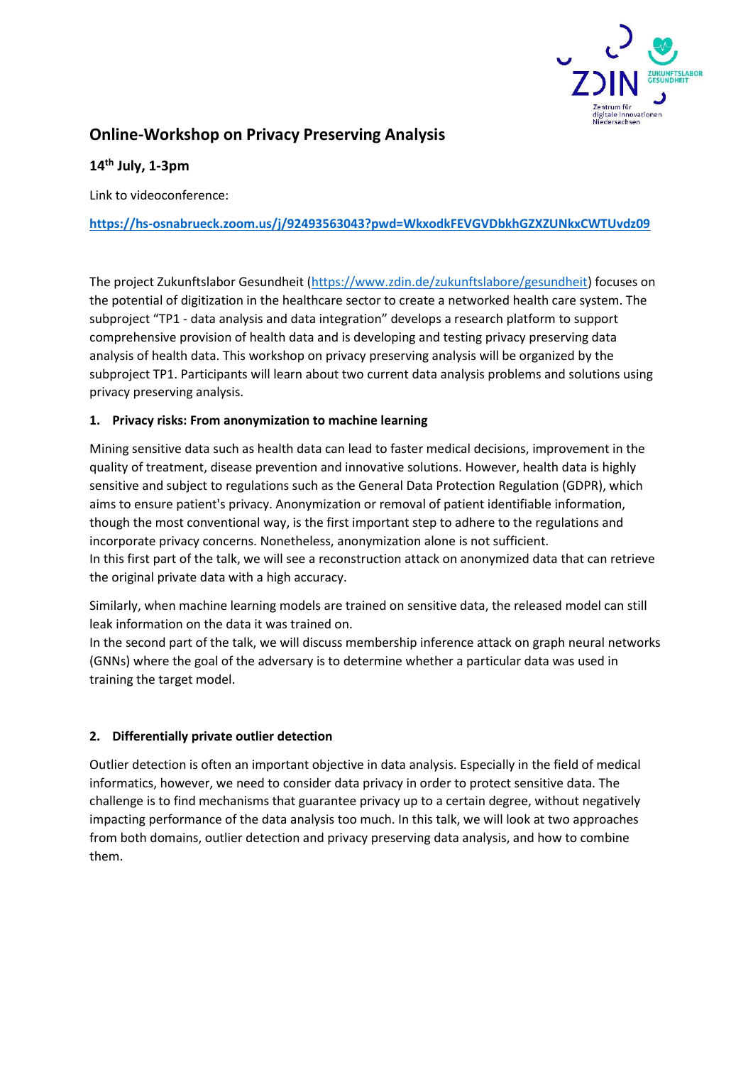# Online-Workshop on Privacy Preserving Analysis

**14th July, 1-3pm**

Link to videoconference:

**https://hs-osnabrueck.zoom.us/j/92493563043?pwd=WkxodkFEVGVDbkhGZXZUNkxCWTUvdz09**

The project Zukunftslabor Gesundheit (https://www.zdin.de/zukunftslabore/gesundheit) focuses on the potential of digitization in the healthcare sector to create a networked health care system. The subproject "TP1 - data analysis and data integration" develops a research platform to support comprehensive provision of health data and is developing and testing privacy preserving data analysis of health data. This workshop on privacy preserving analysis will be organized by the subproject TP1. Participants will learn about two current data analysis problems and solutions using privacy preserving analysis.

## 1. Privacy risks: From anonymization to machine learning

Mining sensitive data such as health data can lead to faster medical decisions, improvement in the quality of treatment, disease prevention and innovative solutions. However, health data is highly sensitive and subject to regulations such as the General Data Protection Regulation (GDPR), which aims to ensure patient's privacy. Anonymization or removal of patient identifiable information, though the most conventional way, is the first important step to adhere to the regulations and incorporate privacy concerns. Nonetheless, anonymization alone is not sufficient.
In this first part of the talk, we will see a reconstruction attack on anonymized data that can retrieve the original private data with a high accuracy.

Similarly, when machine learning models are trained on sensitive data, the released model can still leak information on the data it was trained on.
In the second part of the talk, we will discuss membership inference attack on graph neural networks (GNNs) where the goal of the adversary is to determine whether a particular data was used in training the target model.

## 2. Differentially private outlier detection

Outlier detection is often an important objective in data analysis. Especially in the field of medical informatics, however, we need to consider data privacy in order to protect sensitive data. The challenge is to find mechanisms that guarantee privacy up to a certain degree, without negatively impacting performance of the data analysis too much. In this talk, we will look at two approaches from both domains, outlier detection and privacy preserving data analysis, and how to combine them.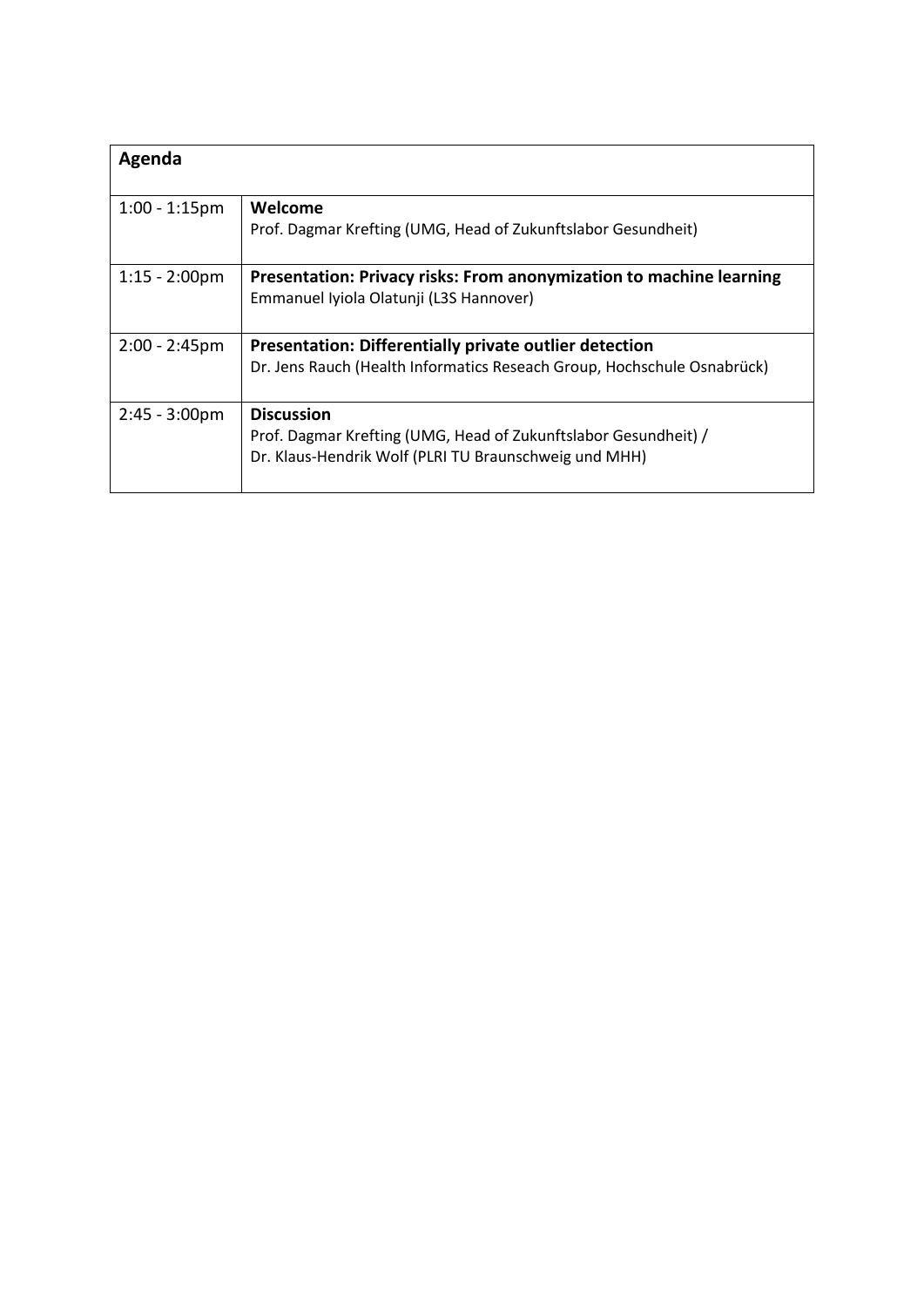| Agenda | |
|---|---|
| 1:00 - 1:15pm | **Welcome**<br>Prof. Dagmar Krefting (UMG, Head of Zukunftslabor Gesundheit) |
| 1:15 - 2:00pm | **Presentation: Privacy risks: From anonymization to machine learning**<br>Emmanuel Iyiola Olatunji (L3S Hannover) |
| 2:00 - 2:45pm | **Presentation: Differentially private outlier detection**<br>Dr. Jens Rauch (Health Informatics Reseach Group, Hochschule Osnabrück) |
| 2:45 - 3:00pm | **Discussion**<br>Prof. Dagmar Krefting (UMG, Head of Zukunftslabor Gesundheit) /<br>Dr. Klaus-Hendrik Wolf (PLRI TU Braunschweig und MHH) |